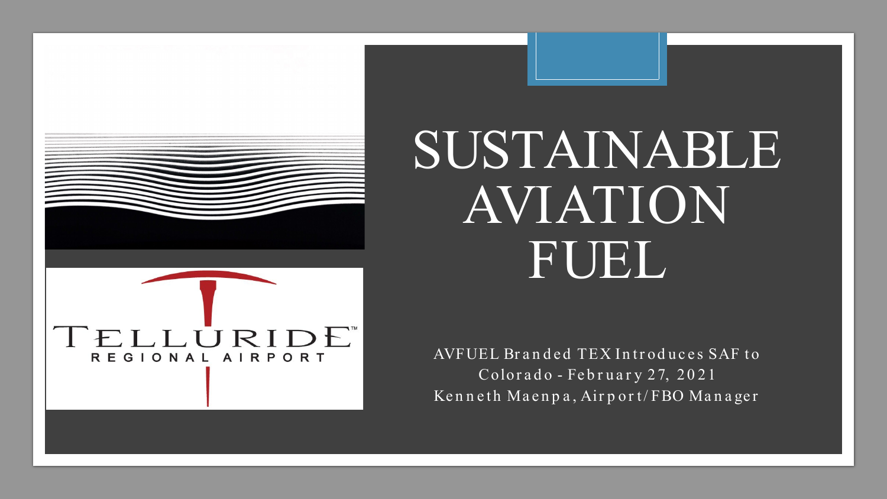# SUSTAINABLE AVIATION FUEL

AVFUEL Branded TEX Introduces SAF to Colorado - February 27, 2021

Kenneth Maenpa, Airport/FBO Manager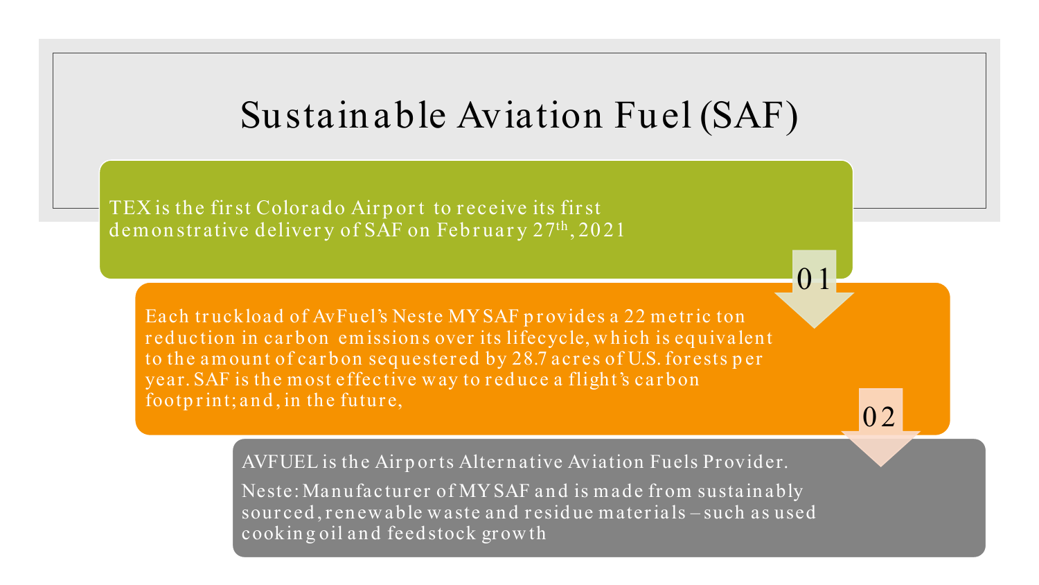# Sustainable Aviation Fuel (SAF)

TEX is the first Colorado Airport to receive its first demonstrative delivery of SAF on February 27th, 2021

01

Each truckload of AvFuel's Neste MY SAF provides a 22 metric ton reduction in carbon emissions over its lifecycle, which is equivalent to the amount of carbon sequestered by 28.7 acres of U.S. forests per year. SAF is the most effective way to reduce a flight's carbon footprint; and, in the future,

02

AVFUEL is the Airports Alternative Aviation Fuels Provider.

Neste: Manufacturer of MY SAF and is made from sustainably sourced, renewable waste and residue materials – such as used cooking oil and feedstock growth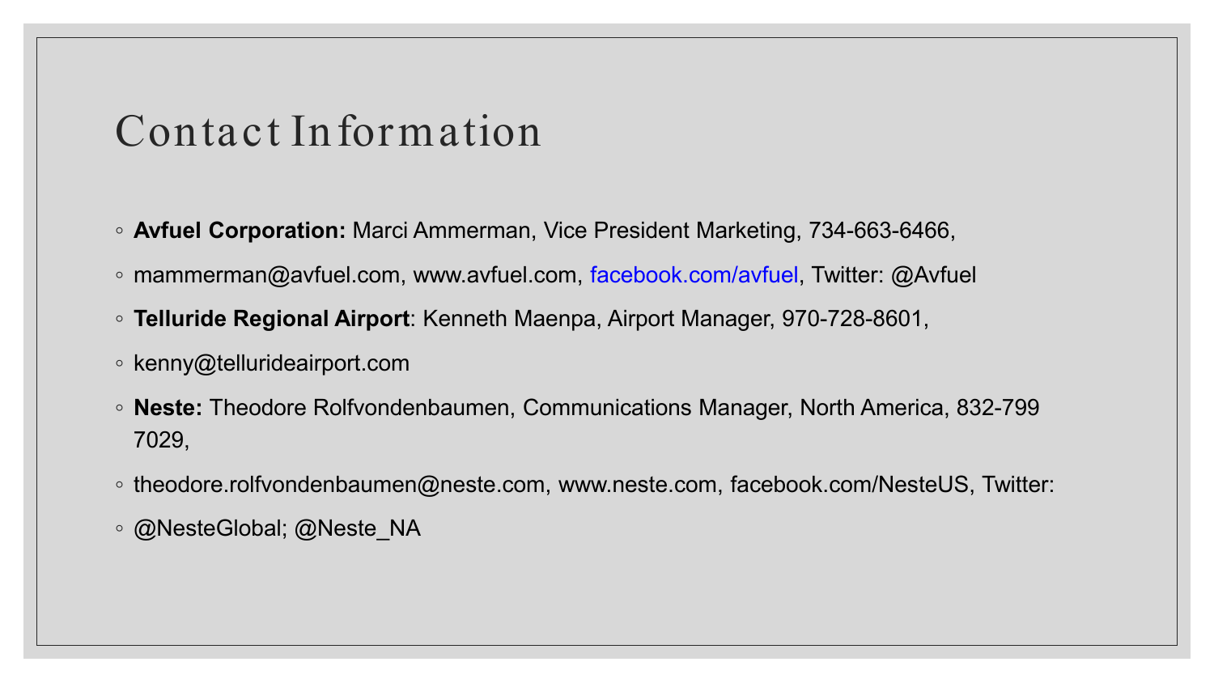# Contact Information

- **Avfuel Corporation:** Marci Ammerman, Vice President Marketing, 734-663-6466,
- mammerman@avfuel.com, www.avfuel.com, facebook.com/avfuel, Twitter: @Avfuel
- **Telluride Regional Airport**: Kenneth Maenpa, Airport Manager, 970-728-8601,
- kenny@tellurideairport.com
- **Neste:** Theodore Rolfvondenbaumen, Communications Manager, North America, 832-799 7029,
- theodore.rolfvondenbaumen@neste.com, www.neste.com, facebook.com/NesteUS, Twitter:
- @NesteGlobal; @Neste_NA